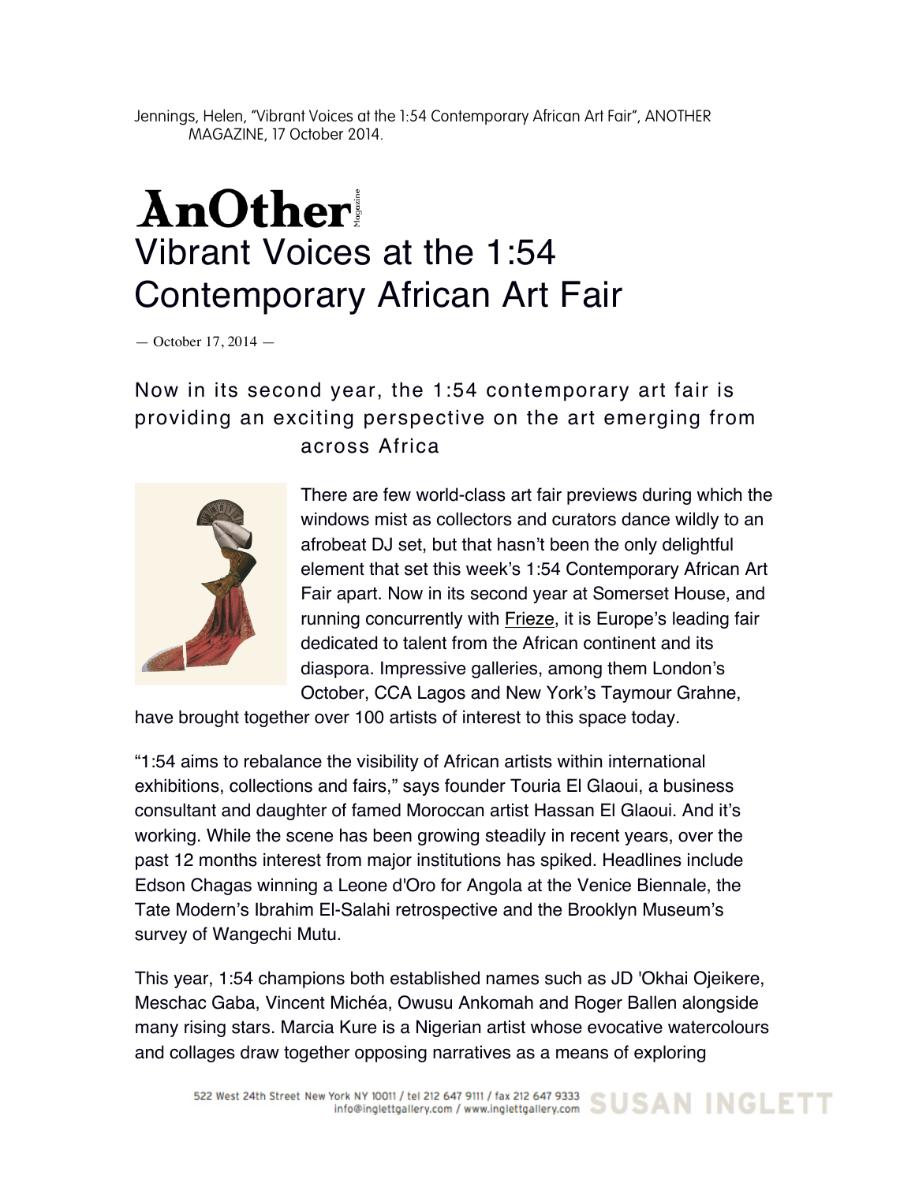Jennings, Helen, "Vibrant Voices at the 1:54 Contemporary African Art Fair", ANOTHER MAGAZINE, 17 October 2014.

AnOther Magazine

# Vibrant Voices at the 1:54 Contemporary African Art Fair

— October 17, 2014 —

## Now in its second year, the 1:54 contemporary art fair is providing an exciting perspective on the art emerging from across Africa

There are few world-class art fair previews during which the windows mist as collectors and curators dance wildly to an afrobeat DJ set, but that hasn't been the only delightful element that set this week's 1:54 Contemporary African Art Fair apart. Now in its second year at Somerset House, and running concurrently with Frieze, it is Europe's leading fair dedicated to talent from the African continent and its diaspora. Impressive galleries, among them London's October, CCA Lagos and New York's Taymour Grahne, have brought together over 100 artists of interest to this space today.

"1:54 aims to rebalance the visibility of African artists within international exhibitions, collections and fairs," says founder Touria El Glaoui, a business consultant and daughter of famed Moroccan artist Hassan El Glaoui. And it's working. While the scene has been growing steadily in recent years, over the past 12 months interest from major institutions has spiked. Headlines include Edson Chagas winning a Leone d'Oro for Angola at the Venice Biennale, the Tate Modern's Ibrahim El-Salahi retrospective and the Brooklyn Museum's survey of Wangechi Mutu.

This year, 1:54 champions both established names such as JD 'Okhai Ojeikere, Meschac Gaba, Vincent Michéa, Owusu Ankomah and Roger Ballen alongside many rising stars. Marcia Kure is a Nigerian artist whose evocative watercolours and collages draw together opposing narratives as a means of exploring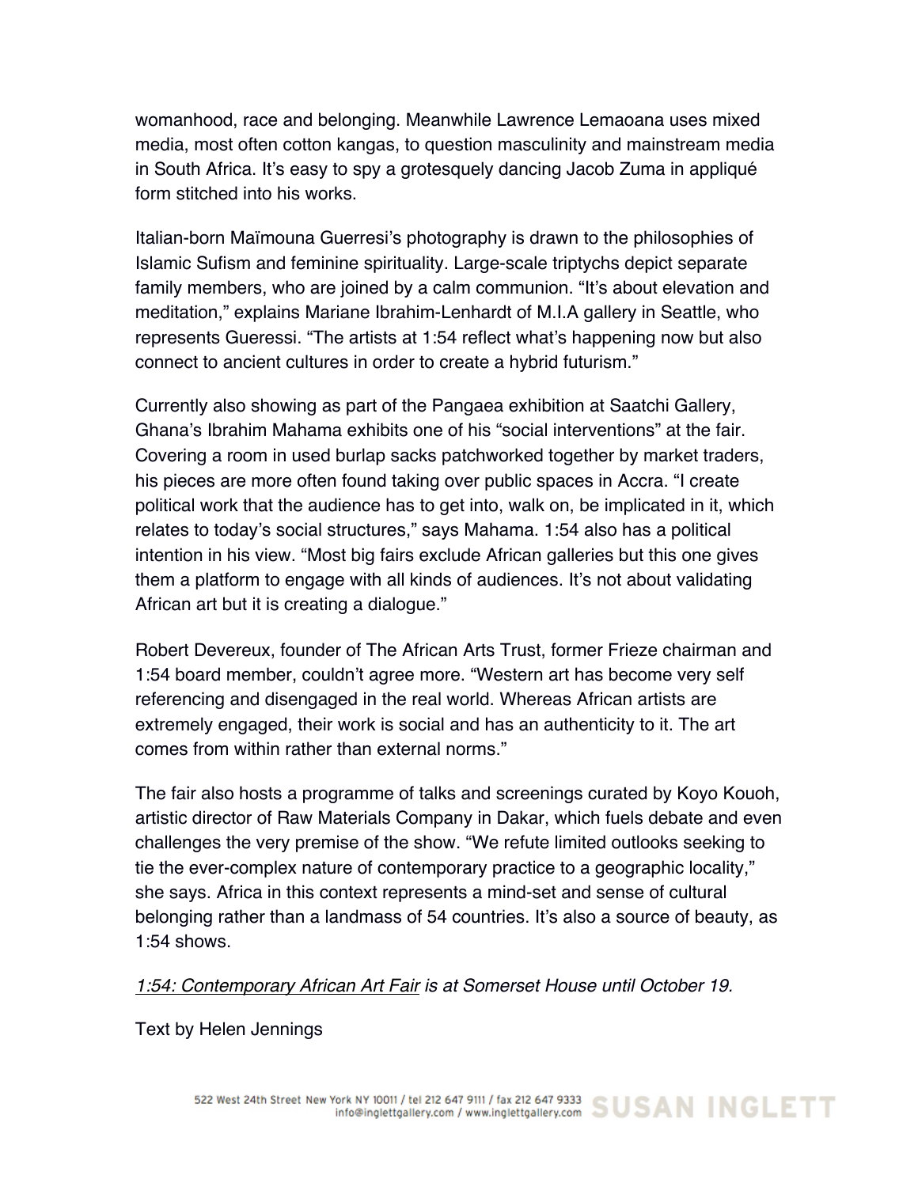womanhood, race and belonging. Meanwhile Lawrence Lemaoana uses mixed media, most often cotton kangas, to question masculinity and mainstream media in South Africa. It's easy to spy a grotesquely dancing Jacob Zuma in appliqué form stitched into his works.

Italian-born Maïmouna Guerresi's photography is drawn to the philosophies of Islamic Sufism and feminine spirituality. Large-scale triptychs depict separate family members, who are joined by a calm communion. "It's about elevation and meditation," explains Mariane Ibrahim-Lenhardt of M.I.A gallery in Seattle, who represents Gueressi. "The artists at 1:54 reflect what's happening now but also connect to ancient cultures in order to create a hybrid futurism."

Currently also showing as part of the Pangaea exhibition at Saatchi Gallery, Ghana's Ibrahim Mahama exhibits one of his "social interventions" at the fair. Covering a room in used burlap sacks patchworked together by market traders, his pieces are more often found taking over public spaces in Accra. "I create political work that the audience has to get into, walk on, be implicated in it, which relates to today's social structures," says Mahama. 1:54 also has a political intention in his view. "Most big fairs exclude African galleries but this one gives them a platform to engage with all kinds of audiences. It's not about validating African art but it is creating a dialogue."

Robert Devereux, founder of The African Arts Trust, former Frieze chairman and 1:54 board member, couldn't agree more. "Western art has become very self referencing and disengaged in the real world. Whereas African artists are extremely engaged, their work is social and has an authenticity to it. The art comes from within rather than external norms."

The fair also hosts a programme of talks and screenings curated by Koyo Kouoh, artistic director of Raw Materials Company in Dakar, which fuels debate and even challenges the very premise of the show. "We refute limited outlooks seeking to tie the ever-complex nature of contemporary practice to a geographic locality," she says. Africa in this context represents a mind-set and sense of cultural belonging rather than a landmass of 54 countries. It's also a source of beauty, as 1:54 shows.

*1:54: Contemporary African Art Fair is at Somerset House until October 19.*

Text by Helen Jennings